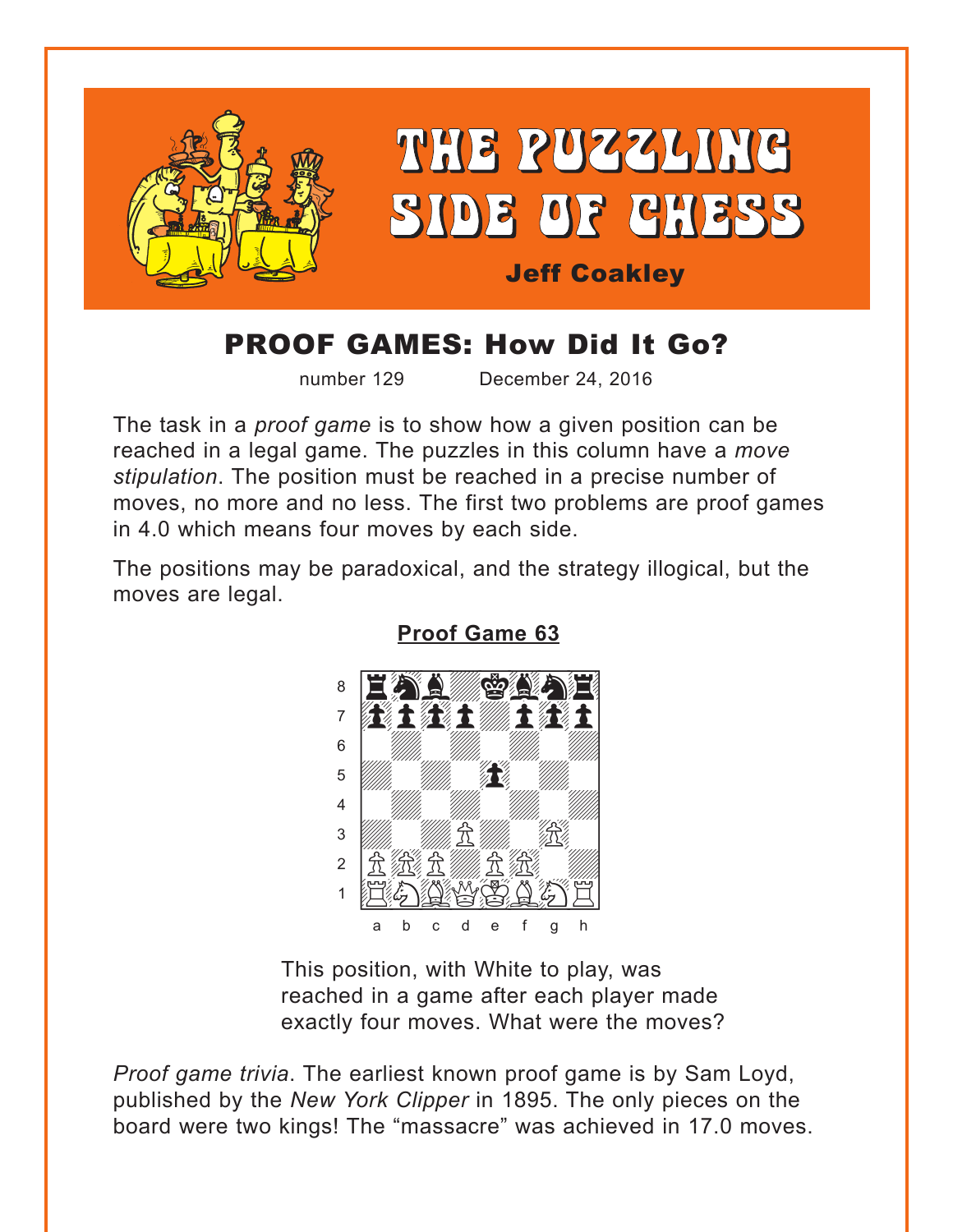# THE PUZZLING SIDE OF CHESS

**Jeff Coakley**

## PROOF GAMES: How Did It Go?

number 129 December 24, 2016

The task in a *proof game* is to show how a given position can be reached in a legal game. The puzzles in this column have a *move stipulation*. The position must be reached in a precise number of moves, no more and no less. The first two problems are proof games in 4.0 which means four moves by each side.

The positions may be paradoxical, and the strategy illogical, but the moves are legal.

### Proof Game 63

This position, with White to play, was reached in a game after each player made exactly four moves. What were the moves?

*Proof game trivia*. The earliest known proof game is by Sam Loyd, published by the *New York Clipper* in 1895. The only pieces on the board were two kings! The “massacre” was achieved in 17.0 moves.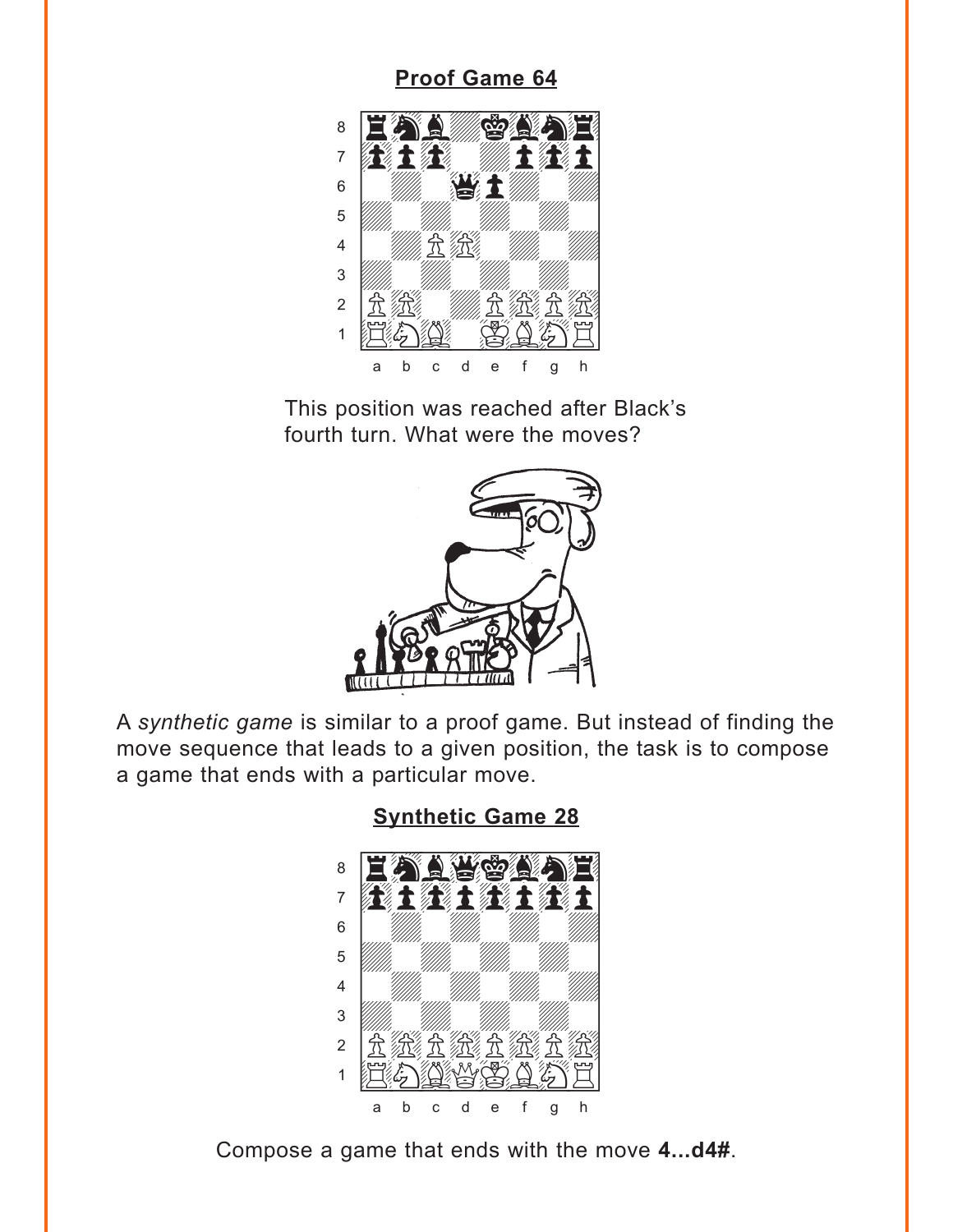**Proof Game 64**

This position was reached after Black's fourth turn. What were the moves?

A *synthetic game* is similar to a proof game. But instead of finding the move sequence that leads to a given position, the task is to compose a game that ends with a particular move.

**Synthetic Game 28**

Compose a game that ends with the move **4...d4#**.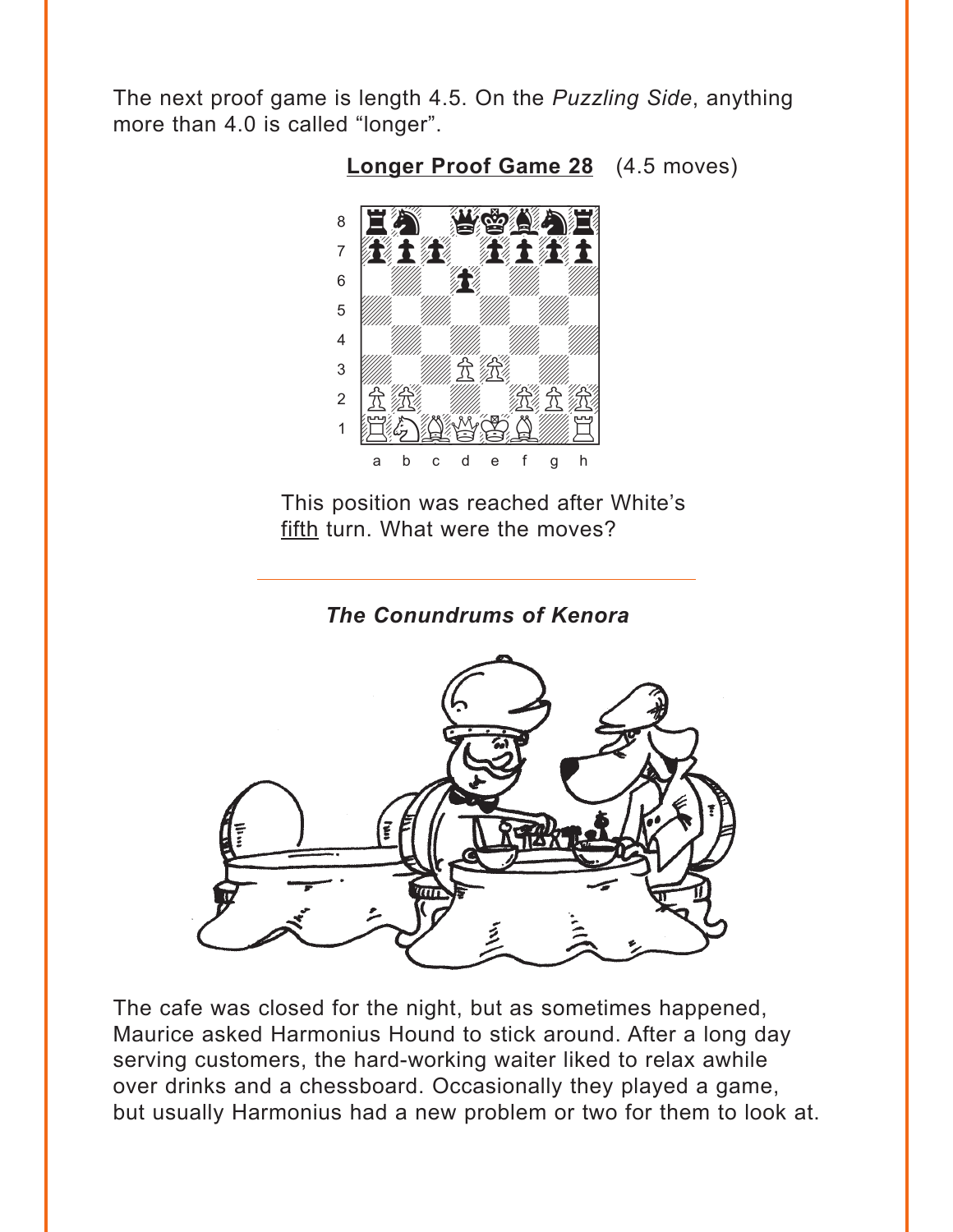The next proof game is length 4.5. On the *Puzzling Side*, anything more than 4.0 is called “longer”.

**Longer Proof Game 28** (4.5 moves)

This position was reached after White’s fifth turn. What were the moves?

---

### *The Conundrums of Kenora*

The cafe was closed for the night, but as sometimes happened, Maurice asked Harmonius Hound to stick around. After a long day serving customers, the hard-working waiter liked to relax awhile over drinks and a chessboard. Occasionally they played a game, but usually Harmonius had a new problem or two for them to look at.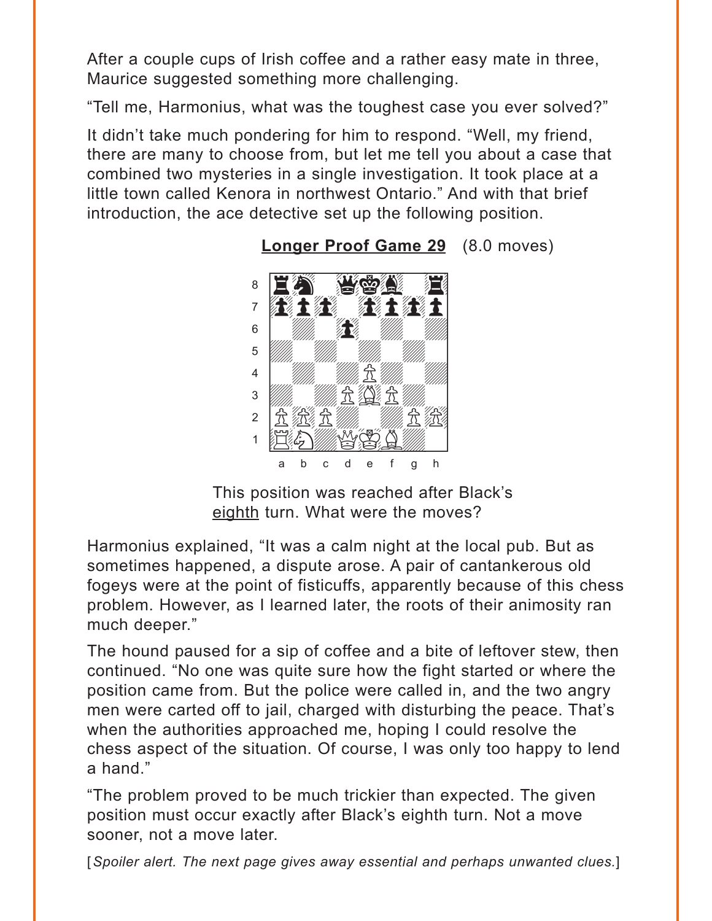After a couple cups of Irish coffee and a rather easy mate in three, Maurice suggested something more challenging.

“Tell me, Harmonius, what was the toughest case you ever solved?”

It didn’t take much pondering for him to respond. “Well, my friend, there are many to choose from, but let me tell you about a case that combined two mysteries in a single investigation. It took place at a little town called Kenora in northwest Ontario.” And with that brief introduction, the ace detective set up the following position.

**Longer Proof Game 29** (8.0 moves)

This position was reached after Black’s eighth turn. What were the moves?

Harmonius explained, “It was a calm night at the local pub. But as sometimes happened, a dispute arose. A pair of cantankerous old fogeys were at the point of fisticuffs, apparently because of this chess problem. However, as I learned later, the roots of their animosity ran much deeper.”

The hound paused for a sip of coffee and a bite of leftover stew, then continued. “No one was quite sure how the fight started or where the position came from. But the police were called in, and the two angry men were carted off to jail, charged with disturbing the peace. That’s when the authorities approached me, hoping I could resolve the chess aspect of the situation. Of course, I was only too happy to lend a hand.”

“The problem proved to be much trickier than expected. The given position must occur exactly after Black’s eighth turn. Not a move sooner, not a move later.

[*Spoiler alert. The next page gives away essential and perhaps unwanted clues.*]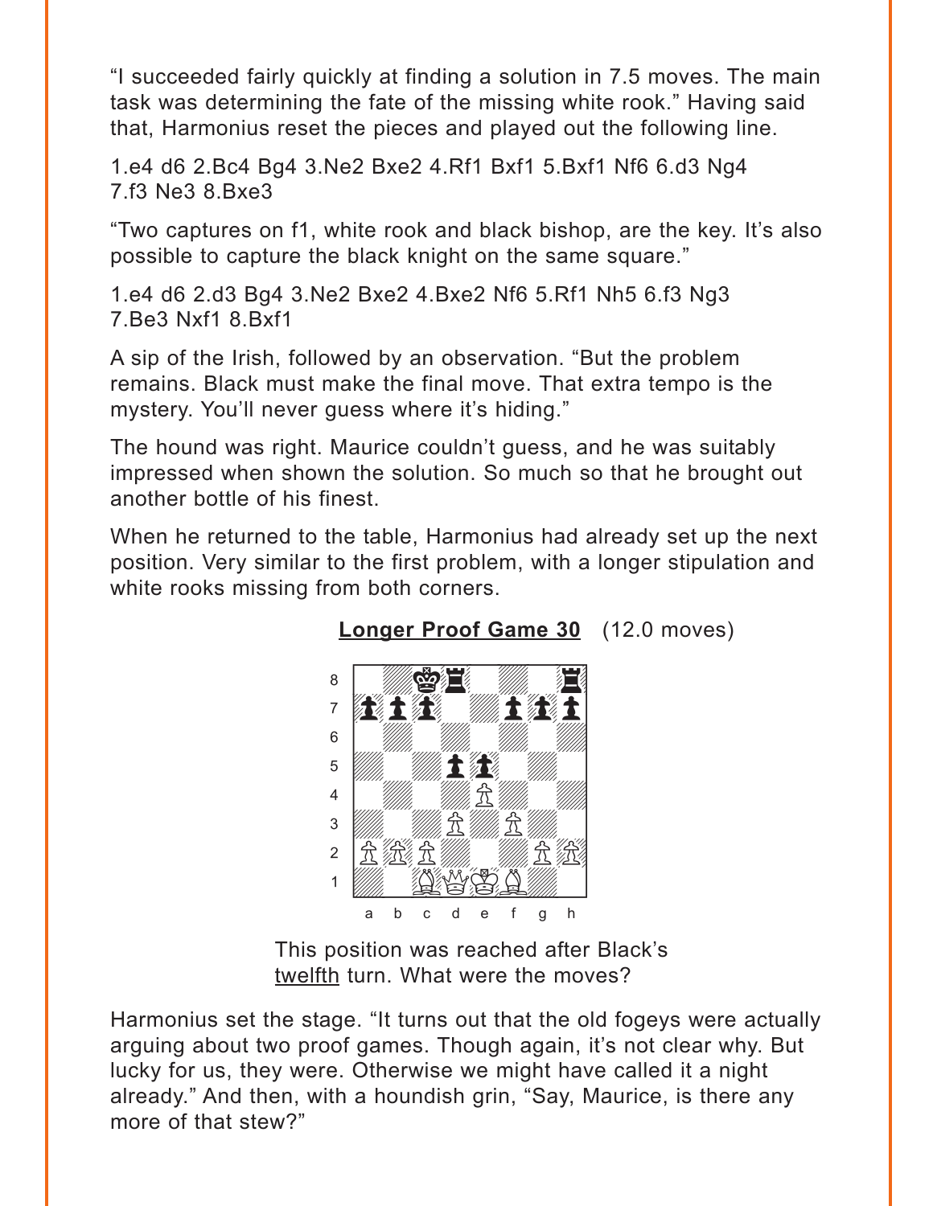"I succeeded fairly quickly at finding a solution in 7.5 moves. The main task was determining the fate of the missing white rook." Having said that, Harmonius reset the pieces and played out the following line.

1.e4 d6 2.Bc4 Bg4 3.Ne2 Bxe2 4.Rf1 Bxf1 5.Bxf1 Nf6 6.d3 Ng4 7.f3 Ne3 8.Bxe3

"Two captures on f1, white rook and black bishop, are the key. It's also possible to capture the black knight on the same square."

1.e4 d6 2.d3 Bg4 3.Ne2 Bxe2 4.Bxe2 Nf6 5.Rf1 Nh5 6.f3 Ng3 7.Be3 Nxf1 8.Bxf1

A sip of the Irish, followed by an observation. "But the problem remains. Black must make the final move. That extra tempo is the mystery. You'll never guess where it's hiding."

The hound was right. Maurice couldn't guess, and he was suitably impressed when shown the solution. So much so that he brought out another bottle of his finest.

When he returned to the table, Harmonius had already set up the next position. Very similar to the first problem, with a longer stipulation and white rooks missing from both corners.

**Longer Proof Game 30** (12.0 moves)

This position was reached after Black's twelfth turn. What were the moves?

Harmonius set the stage. "It turns out that the old fogeys were actually arguing about two proof games. Though again, it's not clear why. But lucky for us, they were. Otherwise we might have called it a night already." And then, with a houndish grin, "Say, Maurice, is there any more of that stew?"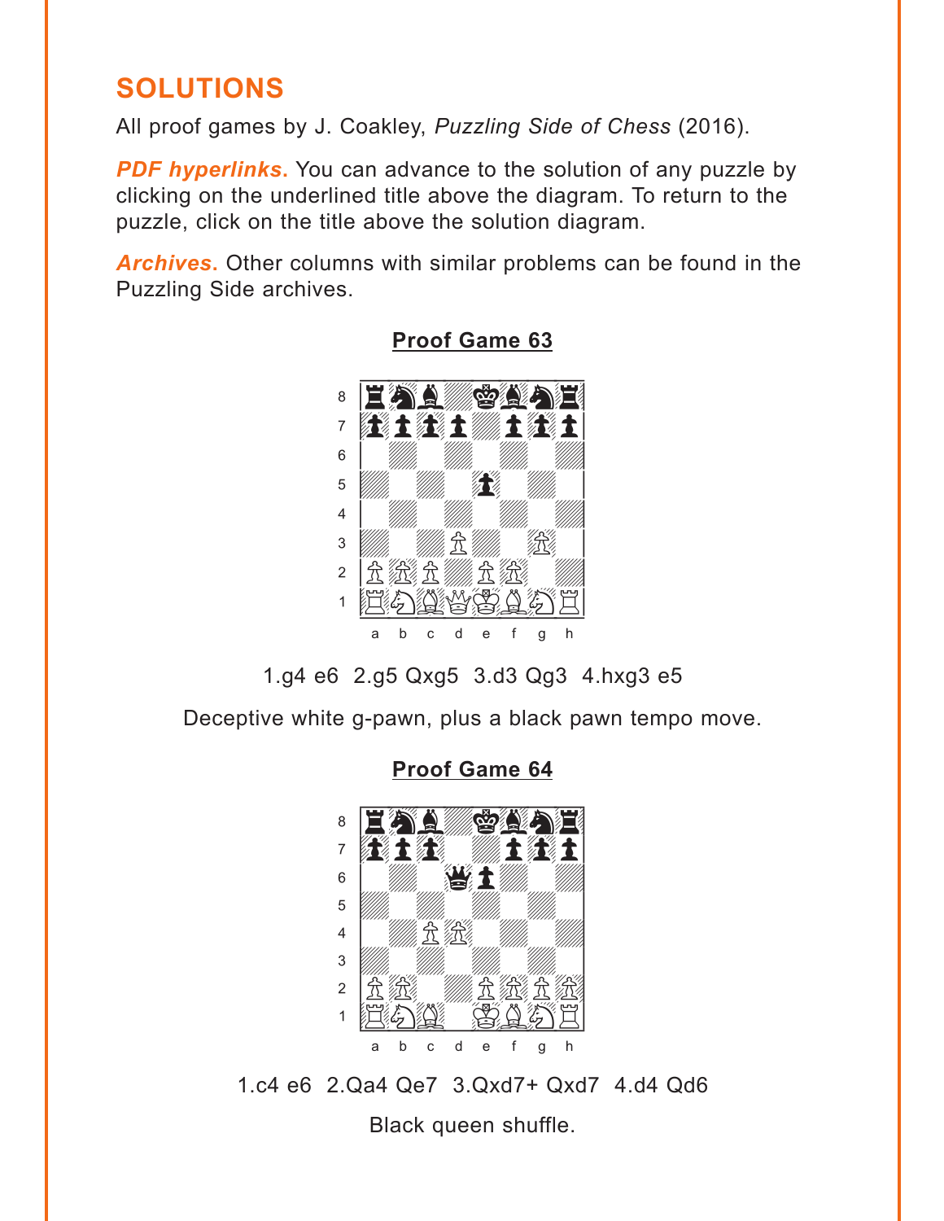# SOLUTIONS

All proof games by J. Coakley, *Puzzling Side of Chess* (2016).

***PDF hyperlinks.*** You can advance to the solution of any puzzle by clicking on the underlined title above the diagram. To return to the puzzle, click on the title above the solution diagram.

***Archives.*** Other columns with similar problems can be found in the Puzzling Side archives.

## Proof Game 63

1.g4 e6 2.g5 Qxg5 3.d3 Qg3 4.hxg3 e5

Deceptive white g-pawn, plus a black pawn tempo move.

## Proof Game 64

1.c4 e6 2.Qa4 Qe7 3.Qxd7+ Qxd7 4.d4 Qd6

Black queen shuffle.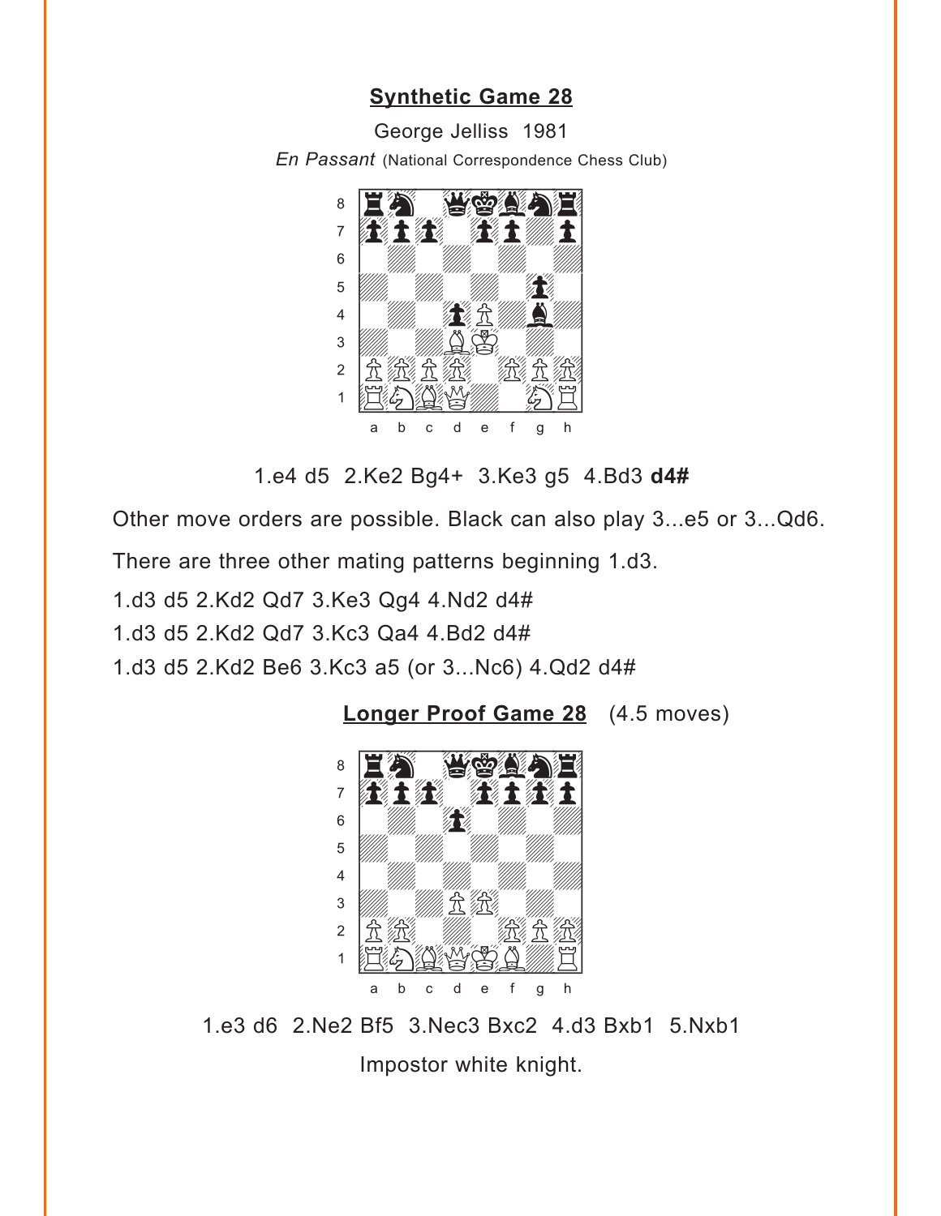## Synthetic Game 28

George Jelliss 1981

*En Passant* (National Correspondence Chess Club)

1.e4 d5 2.Ke2 Bg4+ 3.Ke3 g5 4.Bd3 **d4#**

Other move orders are possible. Black can also play 3...e5 or 3...Qd6.

There are three other mating patterns beginning 1.d3.

1.d3 d5 2.Kd2 Qd7 3.Ke3 Qg4 4.Nd2 d4#

1.d3 d5 2.Kd2 Qd7 3.Kc3 Qa4 4.Bd2 d4#

1.d3 d5 2.Kd2 Be6 3.Kc3 a5 (or 3...Nc6) 4.Qd2 d4#

## Longer Proof Game 28 (4.5 moves)

1.e3 d6 2.Ne2 Bf5 3.Nec3 Bxc2 4.d3 Bxb1 5.Nxb1

Impostor white knight.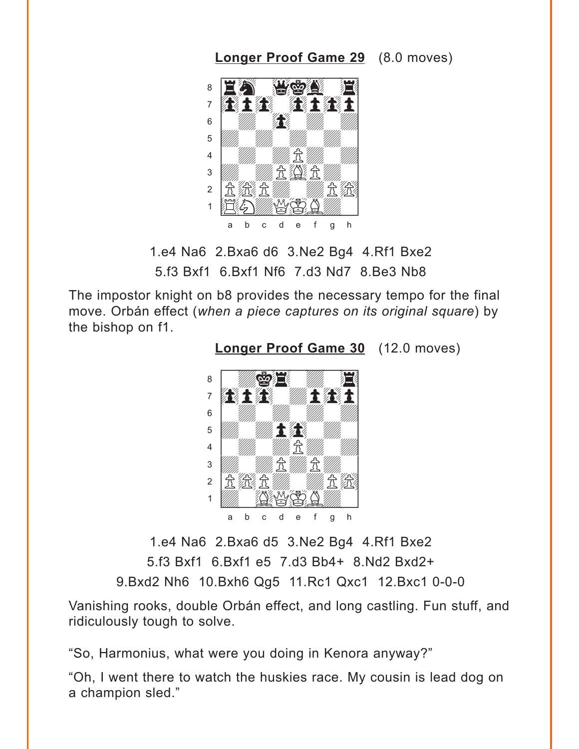**Longer Proof Game 29** (8.0 moves)

1.e4 Na6 2.Bxa6 d6 3.Ne2 Bg4 4.Rf1 Bxe2
5.f3 Bxf1 6.Bxf1 Nf6 7.d3 Nd7 8.Be3 Nb8

The impostor knight on b8 provides the necessary tempo for the final move. Orbán effect (*when a piece captures on its original square*) by the bishop on f1.

**Longer Proof Game 30** (12.0 moves)

1.e4 Na6 2.Bxa6 d5 3.Ne2 Bg4 4.Rf1 Bxe2
5.f3 Bxf1 6.Bxf1 e5 7.d3 Bb4+ 8.Nd2 Bxd2+
9.Bxd2 Nh6 10.Bxh6 Qg5 11.Rc1 Qxc1 12.Bxc1 0-0-0

Vanishing rooks, double Orbán effect, and long castling. Fun stuff, and ridiculously tough to solve.

"So, Harmonius, what were you doing in Kenora anyway?"

"Oh, I went there to watch the huskies race. My cousin is lead dog on a champion sled."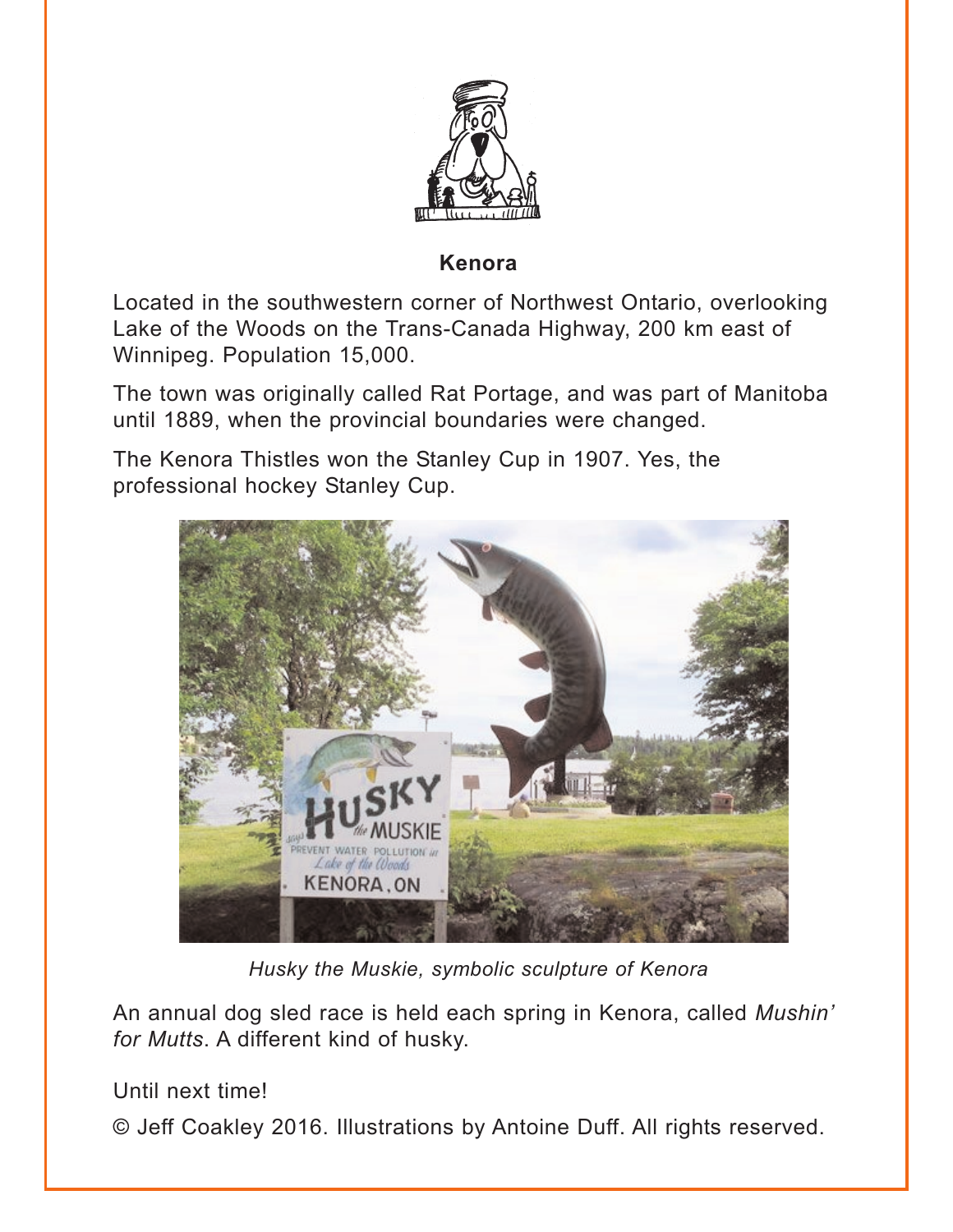**Kenora**

Located in the southwestern corner of Northwest Ontario, overlooking Lake of the Woods on the Trans-Canada Highway, 200 km east of Winnipeg. Population 15,000.

The town was originally called Rat Portage, and was part of Manitoba until 1889, when the provincial boundaries were changed.

The Kenora Thistles won the Stanley Cup in 1907. Yes, the professional hockey Stanley Cup.

*Husky the Muskie, symbolic sculpture of Kenora*

An annual dog sled race is held each spring in Kenora, called *Mushin' for Mutts*. A different kind of husky.

Until next time!

© Jeff Coakley 2016. Illustrations by Antoine Duff. All rights reserved.